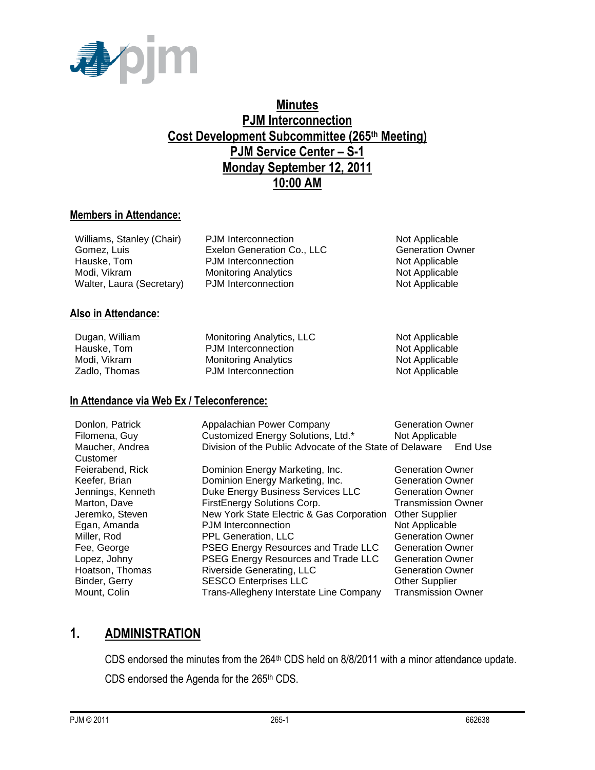# Minutes
# PJM Interconnection
# Cost Development Subcommittee (265th Meeting)
# PJM Service Center – S-1
# Monday September 12, 2011
# 10:00 AM

## Members in Attendance:

| | | |
|---|---|---|
| Williams, Stanley (Chair) | PJM Interconnection | Not Applicable |
| Gomez, Luis | Exelon Generation Co., LLC | Generation Owner |
| Hauske, Tom | PJM Interconnection | Not Applicable |
| Modi, Vikram | Monitoring Analytics | Not Applicable |
| Walter, Laura (Secretary) | PJM Interconnection | Not Applicable |

## Also in Attendance:

| | | |
|---|---|---|
| Dugan, William | Monitoring Analytics, LLC | Not Applicable |
| Hauske, Tom | PJM Interconnection | Not Applicable |
| Modi, Vikram | Monitoring Analytics | Not Applicable |
| Zadlo, Thomas | PJM Interconnection | Not Applicable |

## In Attendance via Web Ex / Teleconference:

| | | |
|---|---|---|
| Donlon, Patrick | Appalachian Power Company | Generation Owner |
| Filomena, Guy | Customized Energy Solutions, Ltd.* | Not Applicable |
| Maucher, Andrea | Division of the Public Advocate of the State of Delaware | End Use Customer |
| Feierabend, Rick | Dominion Energy Marketing, Inc. | Generation Owner |
| Keefer, Brian | Dominion Energy Marketing, Inc. | Generation Owner |
| Jennings, Kenneth | Duke Energy Business Services LLC | Generation Owner |
| Marton, Dave | FirstEnergy Solutions Corp. | Transmission Owner |
| Jeremko, Steven | New York State Electric & Gas Corporation | Other Supplier |
| Egan, Amanda | PJM Interconnection | Not Applicable |
| Miller, Rod | PPL Generation, LLC | Generation Owner |
| Fee, George | PSEG Energy Resources and Trade LLC | Generation Owner |
| Lopez, Johny | PSEG Energy Resources and Trade LLC | Generation Owner |
| Hoatson, Thomas | Riverside Generating, LLC | Generation Owner |
| Binder, Gerry | SESCO Enterprises LLC | Other Supplier |
| Mount, Colin | Trans-Allegheny Interstate Line Company | Transmission Owner |

## 1. ADMINISTRATION

CDS endorsed the minutes from the 264th CDS held on 8/8/2011 with a minor attendance update.

CDS endorsed the Agenda for the 265th CDS.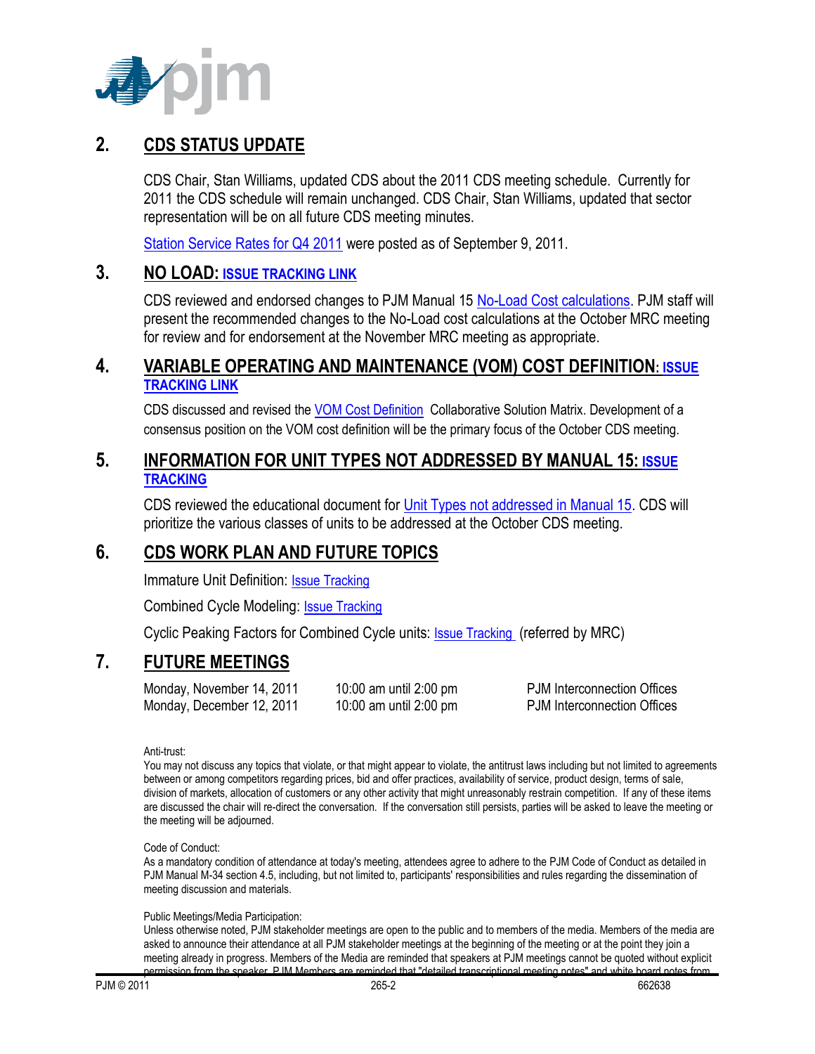## 2. CDS STATUS UPDATE

CDS Chair, Stan Williams, updated CDS about the 2011 CDS meeting schedule. Currently for 2011 the CDS schedule will remain unchanged. CDS Chair, Stan Williams, updated that sector representation will be on all future CDS meeting minutes.

Station Service Rates for Q4 2011 were posted as of September 9, 2011.

## 3. NO LOAD: ISSUE TRACKING LINK

CDS reviewed and endorsed changes to PJM Manual 15 No-Load Cost calculations. PJM staff will present the recommended changes to the No-Load cost calculations at the October MRC meeting for review and for endorsement at the November MRC meeting as appropriate.

## 4. VARIABLE OPERATING AND MAINTENANCE (VOM) COST DEFINITION: ISSUE TRACKING LINK

CDS discussed and revised the VOM Cost Definition Collaborative Solution Matrix. Development of a consensus position on the VOM cost definition will be the primary focus of the October CDS meeting.

## 5. INFORMATION FOR UNIT TYPES NOT ADDRESSED BY MANUAL 15: ISSUE TRACKING

CDS reviewed the educational document for Unit Types not addressed in Manual 15. CDS will prioritize the various classes of units to be addressed at the October CDS meeting.

## 6. CDS WORK PLAN AND FUTURE TOPICS

Immature Unit Definition: Issue Tracking

Combined Cycle Modeling: Issue Tracking

Cyclic Peaking Factors for Combined Cycle units: Issue Tracking (referred by MRC)

## 7. FUTURE MEETINGS

| | | |
|---|---|---|
| Monday, November 14, 2011 | 10:00 am until 2:00 pm | PJM Interconnection Offices |
| Monday, December 12, 2011 | 10:00 am until 2:00 pm | PJM Interconnection Offices |

Anti-trust:
You may not discuss any topics that violate, or that might appear to violate, the antitrust laws including but not limited to agreements between or among competitors regarding prices, bid and offer practices, availability of service, product design, terms of sale, division of markets, allocation of customers or any other activity that might unreasonably restrain competition. If any of these items are discussed the chair will re-direct the conversation. If the conversation still persists, parties will be asked to leave the meeting or the meeting will be adjourned.

Code of Conduct:
As a mandatory condition of attendance at today's meeting, attendees agree to adhere to the PJM Code of Conduct as detailed in PJM Manual M-34 section 4.5, including, but not limited to, participants' responsibilities and rules regarding the dissemination of meeting discussion and materials.

Public Meetings/Media Participation:
Unless otherwise noted, PJM stakeholder meetings are open to the public and to members of the media. Members of the media are asked to announce their attendance at all PJM stakeholder meetings at the beginning of the meeting or at the point they join a meeting already in progress. Members of the Media are reminded that speakers at PJM meetings cannot be quoted without explicit permission from the speaker. PJM Members are reminded that "detailed transcriptional meeting notes" and white board notes from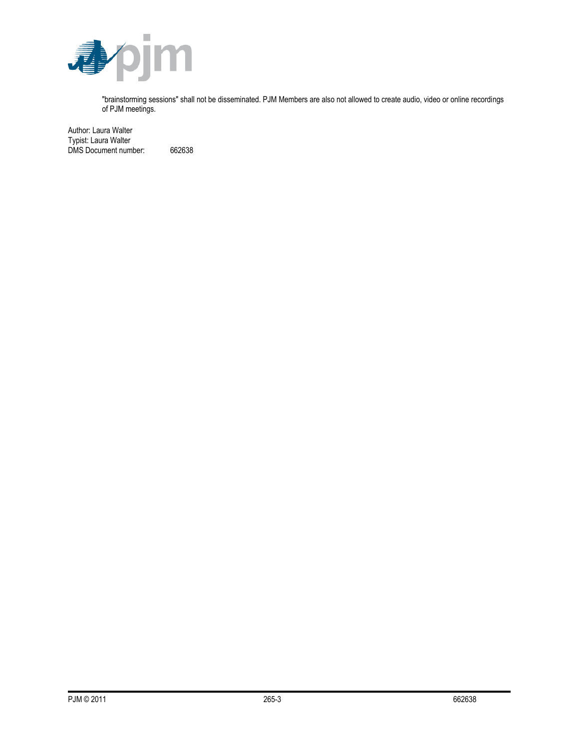"brainstorming sessions" shall not be disseminated. PJM Members are also not allowed to create audio, video or online recordings of PJM meetings.

Author: Laura Walter
Typist: Laura Walter
DMS Document number: 662638